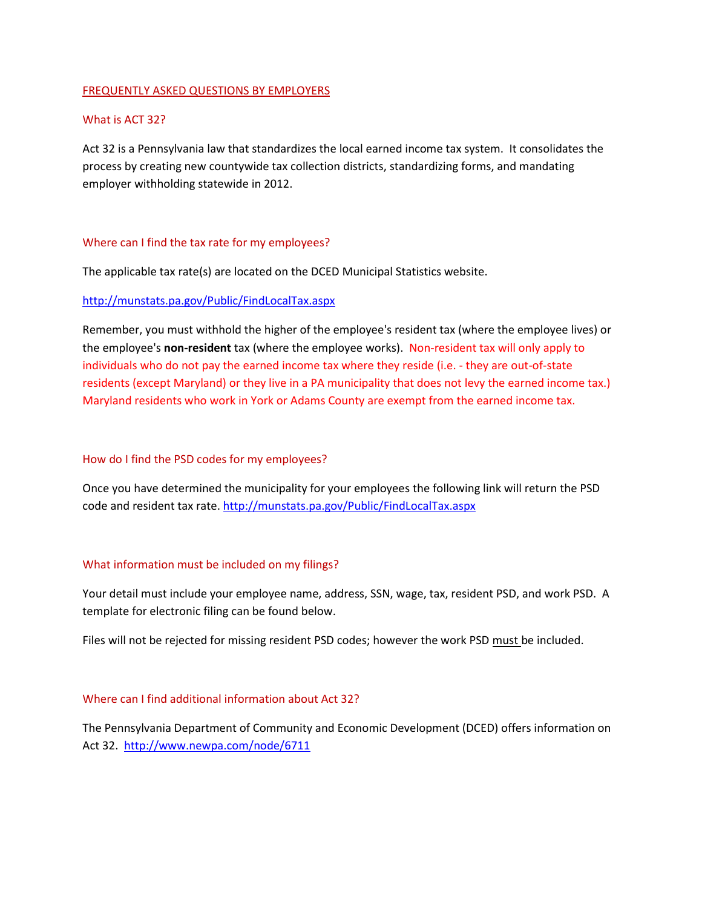# FREQUENTLY ASKED QUESTIONS BY EMPLOYERS

## What is ACT 32?

Act 32 is a Pennsylvania law that standardizes the local earned income tax system. It consolidates the process by creating new countywide tax collection districts, standardizing forms, and mandating employer withholding statewide in 2012.

## Where can I find the tax rate for my employees?

The applicable tax rate(s) are located on the DCED Municipal Statistics website.

http://munstats.pa.gov/Public/FindLocalTax.aspx

Remember, you must withhold the higher of the employee's resident tax (where the employee lives) or the employee's **non-resident** tax (where the employee works). Non-resident tax will only apply to individuals who do not pay the earned income tax where they reside (i.e. - they are out-of-state residents (except Maryland) or they live in a PA municipality that does not levy the earned income tax.) Maryland residents who work in York or Adams County are exempt from the earned income tax.

## How do I find the PSD codes for my employees?

Once you have determined the municipality for your employees the following link will return the PSD code and resident tax rate. http://munstats.pa.gov/Public/FindLocalTax.aspx

## What information must be included on my filings?

Your detail must include your employee name, address, SSN, wage, tax, resident PSD, and work PSD. A template for electronic filing can be found below.

Files will not be rejected for missing resident PSD codes; however the work PSD must be included.

## Where can I find additional information about Act 32?

The Pennsylvania Department of Community and Economic Development (DCED) offers information on Act 32. http://www.newpa.com/node/6711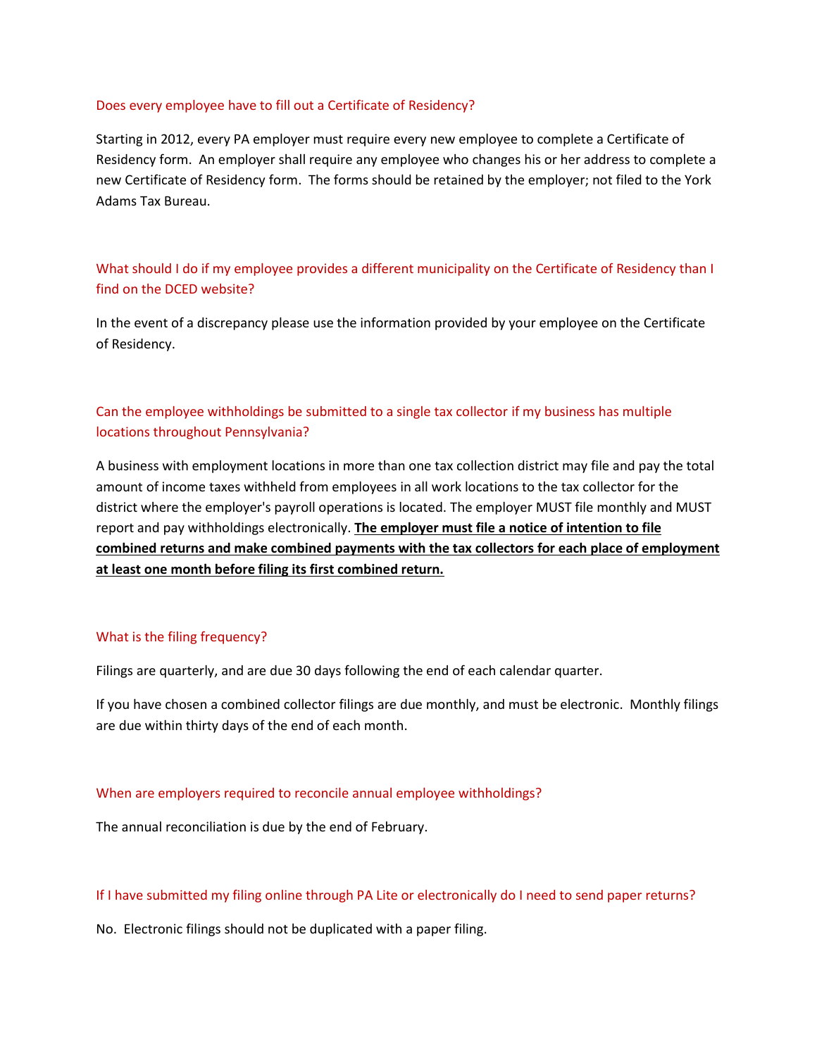### Does every employee have to fill out a Certificate of Residency?

Starting in 2012, every PA employer must require every new employee to complete a Certificate of Residency form. An employer shall require any employee who changes his or her address to complete a new Certificate of Residency form. The forms should be retained by the employer; not filed to the York Adams Tax Bureau.

### What should I do if my employee provides a different municipality on the Certificate of Residency than I find on the DCED website?

In the event of a discrepancy please use the information provided by your employee on the Certificate of Residency.

### Can the employee withholdings be submitted to a single tax collector if my business has multiple locations throughout Pennsylvania?

A business with employment locations in more than one tax collection district may file and pay the total amount of income taxes withheld from employees in all work locations to the tax collector for the district where the employer's payroll operations is located. The employer MUST file monthly and MUST report and pay withholdings electronically. **The employer must file a notice of intention to file combined returns and make combined payments with the tax collectors for each place of employment at least one month before filing its first combined return.**

### What is the filing frequency?

Filings are quarterly, and are due 30 days following the end of each calendar quarter.

If you have chosen a combined collector filings are due monthly, and must be electronic. Monthly filings are due within thirty days of the end of each month.

### When are employers required to reconcile annual employee withholdings?

The annual reconciliation is due by the end of February.

### If I have submitted my filing online through PA Lite or electronically do I need to send paper returns?

No. Electronic filings should not be duplicated with a paper filing.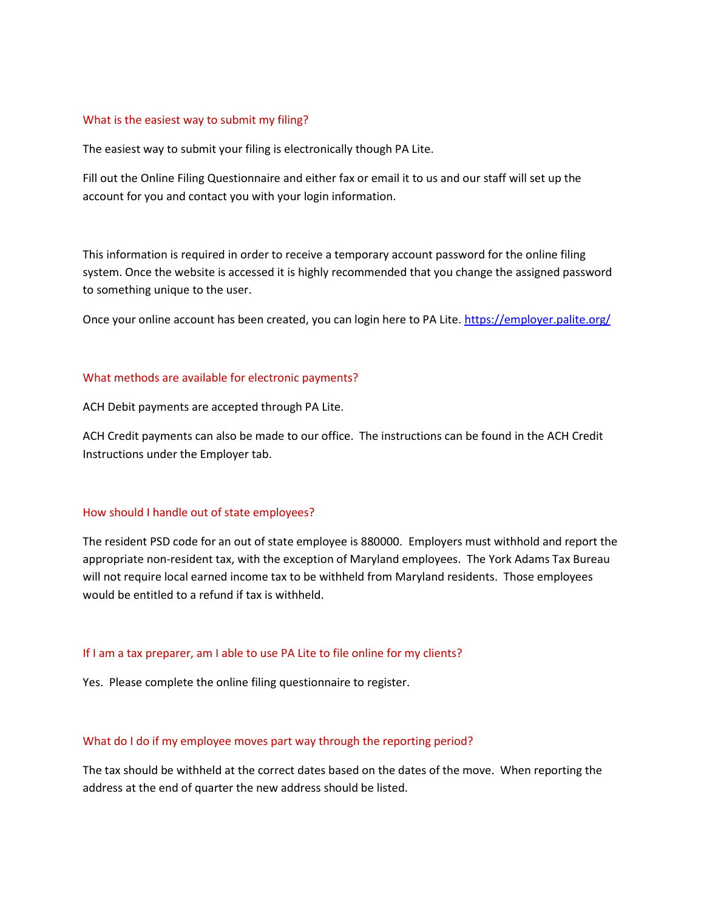## What is the easiest way to submit my filing?

The easiest way to submit your filing is electronically though PA Lite.

Fill out the Online Filing Questionnaire and either fax or email it to us and our staff will set up the account for you and contact you with your login information.

This information is required in order to receive a temporary account password for the online filing system. Once the website is accessed it is highly recommended that you change the assigned password to something unique to the user.

Once your online account has been created, you can login here to PA Lite. https://employer.palite.org/

## What methods are available for electronic payments?

ACH Debit payments are accepted through PA Lite.

ACH Credit payments can also be made to our office. The instructions can be found in the ACH Credit Instructions under the Employer tab.

## How should I handle out of state employees?

The resident PSD code for an out of state employee is 880000. Employers must withhold and report the appropriate non-resident tax, with the exception of Maryland employees. The York Adams Tax Bureau will not require local earned income tax to be withheld from Maryland residents. Those employees would be entitled to a refund if tax is withheld.

## If I am a tax preparer, am I able to use PA Lite to file online for my clients?

Yes. Please complete the online filing questionnaire to register.

## What do I do if my employee moves part way through the reporting period?

The tax should be withheld at the correct dates based on the dates of the move. When reporting the address at the end of quarter the new address should be listed.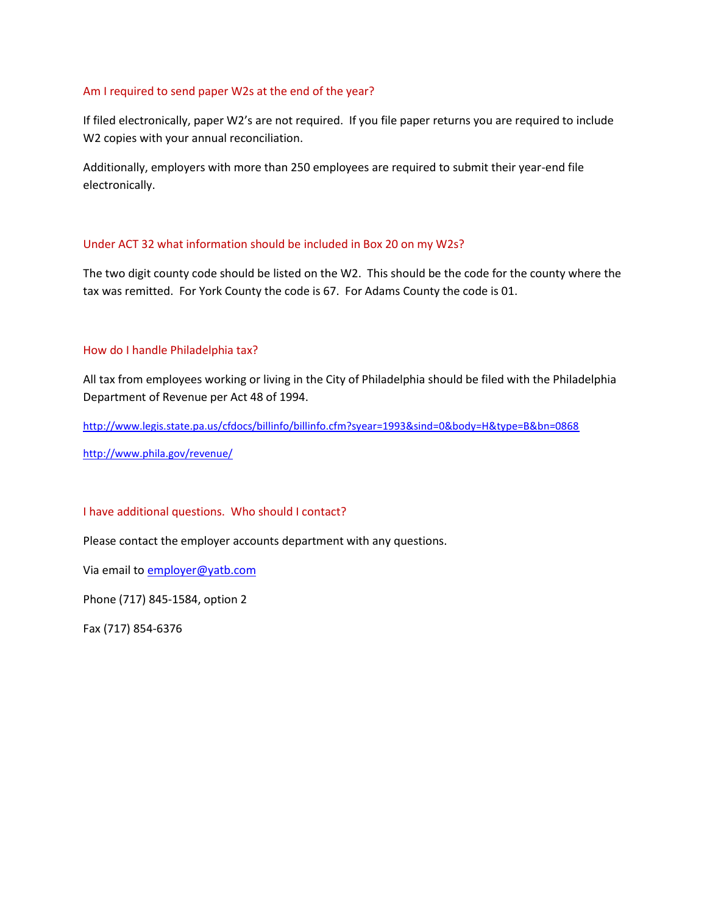## Am I required to send paper W2s at the end of the year?

If filed electronically, paper W2's are not required. If you file paper returns you are required to include W2 copies with your annual reconciliation.

Additionally, employers with more than 250 employees are required to submit their year-end file electronically.

## Under ACT 32 what information should be included in Box 20 on my W2s?

The two digit county code should be listed on the W2. This should be the code for the county where the tax was remitted. For York County the code is 67. For Adams County the code is 01.

## How do I handle Philadelphia tax?

All tax from employees working or living in the City of Philadelphia should be filed with the Philadelphia Department of Revenue per Act 48 of 1994.

http://www.legis.state.pa.us/cfdocs/billinfo/billinfo.cfm?syear=1993&sind=0&body=H&type=B&bn=0868

http://www.phila.gov/revenue/

## I have additional questions. Who should I contact?

Please contact the employer accounts department with any questions.

Via email to employer@yatb.com

Phone (717) 845-1584, option 2

Fax (717) 854-6376